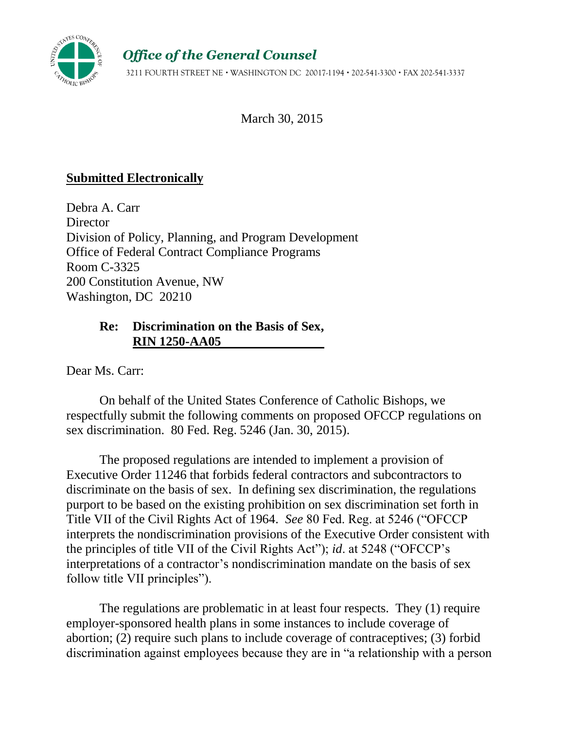*Office of the General Counsel*

3211 FOURTH STREET NE • WASHINGTON DC 20017-1194 • 202-541-3300 • FAX 202-541-3337

March 30, 2015

**Submitted Electronically**

Debra A. Carr
Director
Division of Policy, Planning, and Program Development
Office of Federal Contract Compliance Programs
Room C-3325
200 Constitution Avenue, NW
Washington, DC 20210

**Re: Discrimination on the Basis of Sex, RIN 1250-AA05**

Dear Ms. Carr:

On behalf of the United States Conference of Catholic Bishops, we respectfully submit the following comments on proposed OFCCP regulations on sex discrimination. 80 Fed. Reg. 5246 (Jan. 30, 2015).

The proposed regulations are intended to implement a provision of Executive Order 11246 that forbids federal contractors and subcontractors to discriminate on the basis of sex. In defining sex discrimination, the regulations purport to be based on the existing prohibition on sex discrimination set forth in Title VII of the Civil Rights Act of 1964. *See* 80 Fed. Reg. at 5246 ("OFCCP interprets the nondiscrimination provisions of the Executive Order consistent with the principles of title VII of the Civil Rights Act"); *id*. at 5248 ("OFCCP's interpretations of a contractor's nondiscrimination mandate on the basis of sex follow title VII principles").

The regulations are problematic in at least four respects. They (1) require employer-sponsored health plans in some instances to include coverage of abortion; (2) require such plans to include coverage of contraceptives; (3) forbid discrimination against employees because they are in "a relationship with a person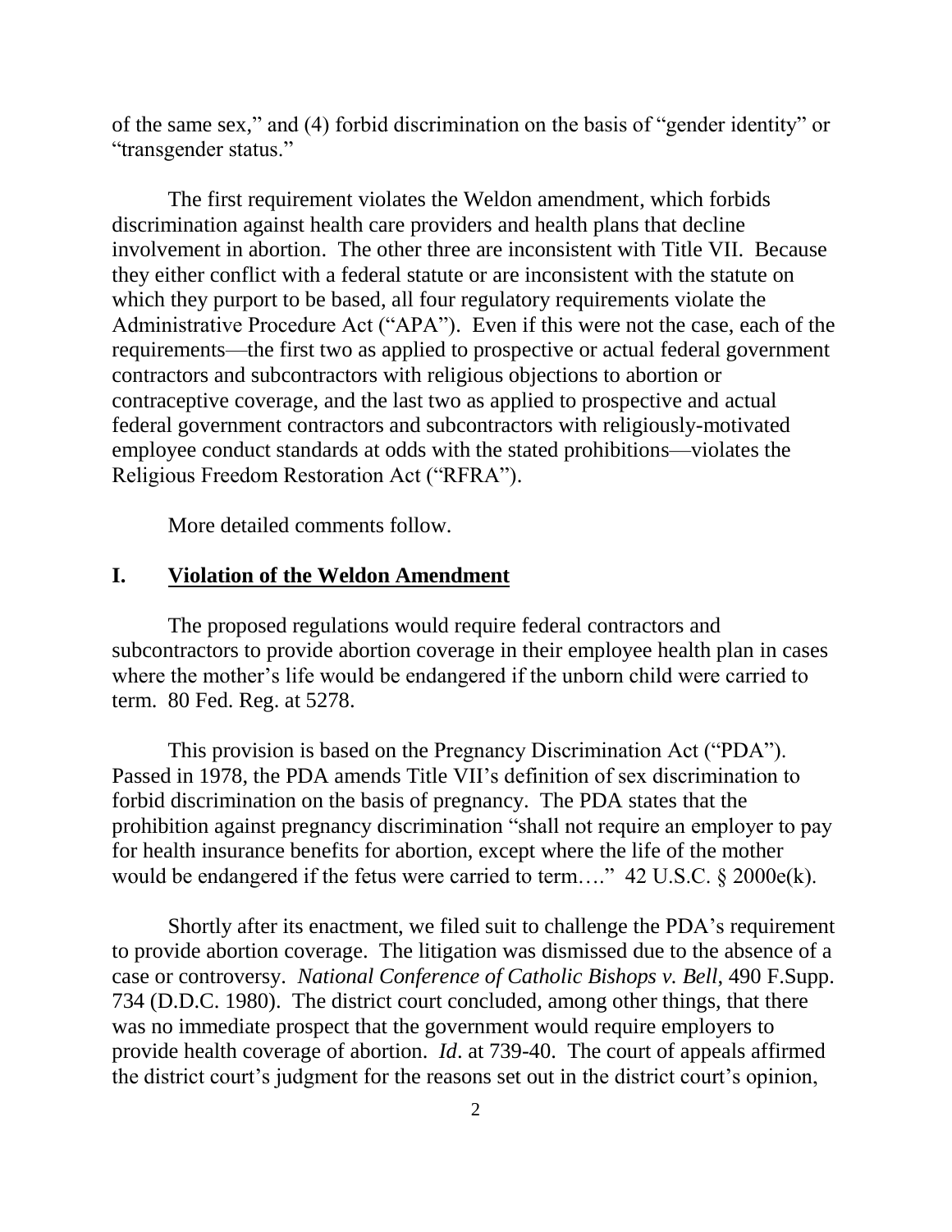of the same sex," and (4) forbid discrimination on the basis of "gender identity" or "transgender status."

The first requirement violates the Weldon amendment, which forbids discrimination against health care providers and health plans that decline involvement in abortion. The other three are inconsistent with Title VII. Because they either conflict with a federal statute or are inconsistent with the statute on which they purport to be based, all four regulatory requirements violate the Administrative Procedure Act ("APA"). Even if this were not the case, each of the requirements—the first two as applied to prospective or actual federal government contractors and subcontractors with religious objections to abortion or contraceptive coverage, and the last two as applied to prospective and actual federal government contractors and subcontractors with religiously-motivated employee conduct standards at odds with the stated prohibitions—violates the Religious Freedom Restoration Act ("RFRA").

More detailed comments follow.

## I. Violation of the Weldon Amendment

The proposed regulations would require federal contractors and subcontractors to provide abortion coverage in their employee health plan in cases where the mother's life would be endangered if the unborn child were carried to term. 80 Fed. Reg. at 5278.

This provision is based on the Pregnancy Discrimination Act ("PDA"). Passed in 1978, the PDA amends Title VII's definition of sex discrimination to forbid discrimination on the basis of pregnancy. The PDA states that the prohibition against pregnancy discrimination "shall not require an employer to pay for health insurance benefits for abortion, except where the life of the mother would be endangered if the fetus were carried to term…." 42 U.S.C. § 2000e(k).

Shortly after its enactment, we filed suit to challenge the PDA's requirement to provide abortion coverage. The litigation was dismissed due to the absence of a case or controversy. *National Conference of Catholic Bishops v. Bell*, 490 F.Supp. 734 (D.D.C. 1980). The district court concluded, among other things, that there was no immediate prospect that the government would require employers to provide health coverage of abortion. *Id*. at 739-40. The court of appeals affirmed the district court's judgment for the reasons set out in the district court's opinion,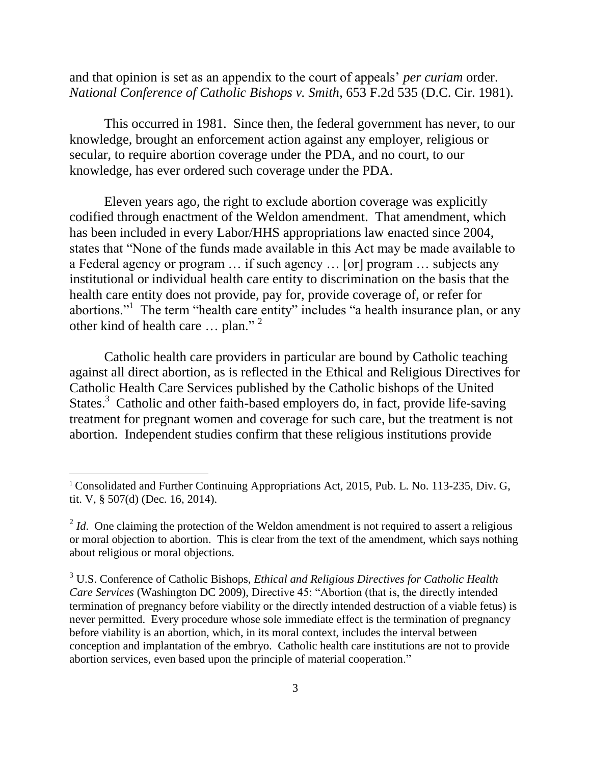and that opinion is set as an appendix to the court of appeals' *per curiam* order. *National Conference of Catholic Bishops v. Smith*, 653 F.2d 535 (D.C. Cir. 1981).

This occurred in 1981. Since then, the federal government has never, to our knowledge, brought an enforcement action against any employer, religious or secular, to require abortion coverage under the PDA, and no court, to our knowledge, has ever ordered such coverage under the PDA.

Eleven years ago, the right to exclude abortion coverage was explicitly codified through enactment of the Weldon amendment. That amendment, which has been included in every Labor/HHS appropriations law enacted since 2004, states that "None of the funds made available in this Act may be made available to a Federal agency or program … if such agency … [or] program … subjects any institutional or individual health care entity to discrimination on the basis that the health care entity does not provide, pay for, provide coverage of, or refer for abortions."[1] The term "health care entity" includes "a health insurance plan, or any other kind of health care … plan."[2]

Catholic health care providers in particular are bound by Catholic teaching against all direct abortion, as is reflected in the Ethical and Religious Directives for Catholic Health Care Services published by the Catholic bishops of the United States.[3] Catholic and other faith-based employers do, in fact, provide life-saving treatment for pregnant women and coverage for such care, but the treatment is not abortion. Independent studies confirm that these religious institutions provide

---

[1] Consolidated and Further Continuing Appropriations Act, 2015, Pub. L. No. 113-235, Div. G, tit. V, § 507(d) (Dec. 16, 2014).

[2] *Id*. One claiming the protection of the Weldon amendment is not required to assert a religious or moral objection to abortion. This is clear from the text of the amendment, which says nothing about religious or moral objections.

[3] U.S. Conference of Catholic Bishops, *Ethical and Religious Directives for Catholic Health Care Services* (Washington DC 2009), Directive 45: "Abortion (that is, the directly intended termination of pregnancy before viability or the directly intended destruction of a viable fetus) is never permitted. Every procedure whose sole immediate effect is the termination of pregnancy before viability is an abortion, which, in its moral context, includes the interval between conception and implantation of the embryo. Catholic health care institutions are not to provide abortion services, even based upon the principle of material cooperation."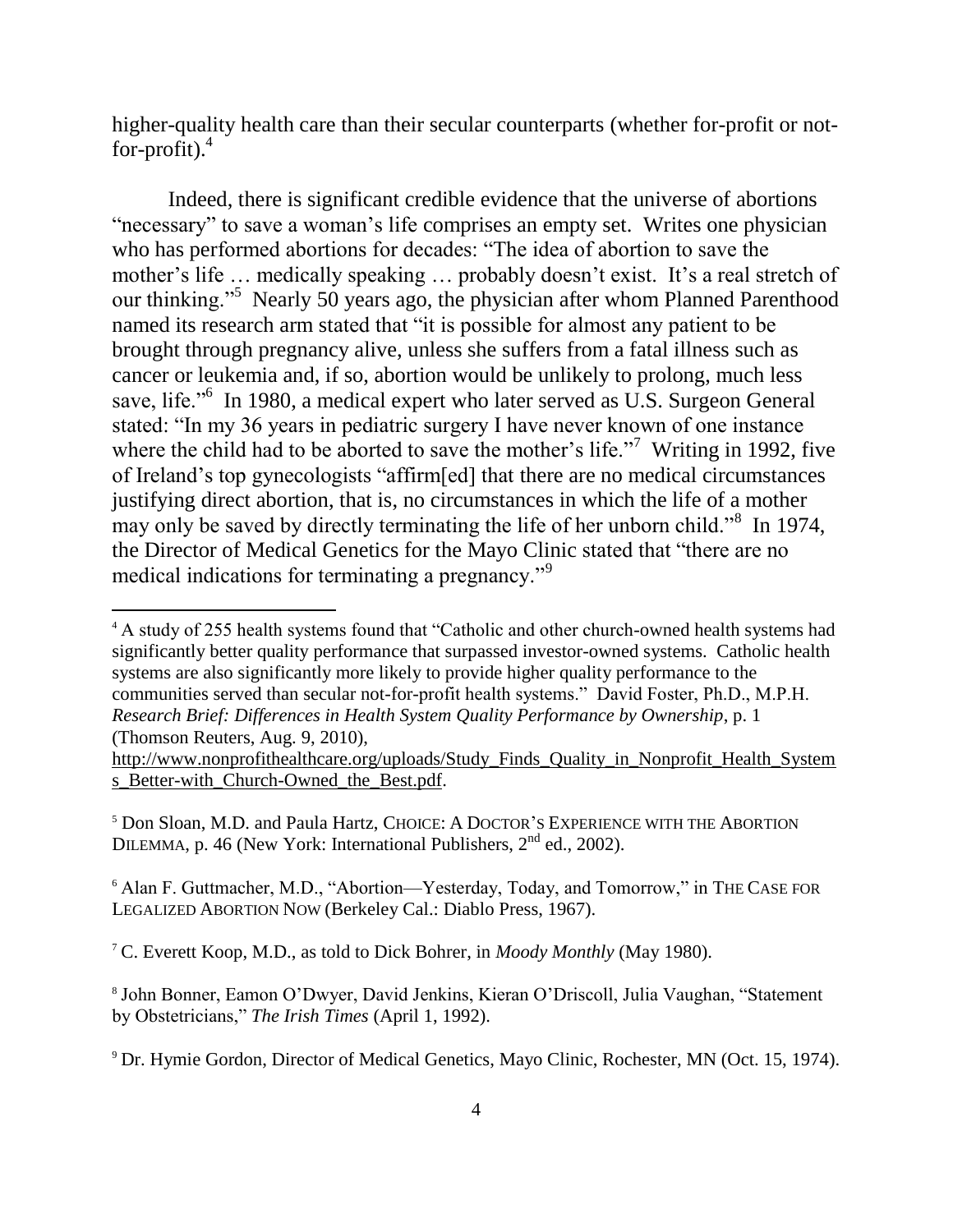higher-quality health care than their secular counterparts (whether for-profit or not-for-profit).[4]

Indeed, there is significant credible evidence that the universe of abortions "necessary" to save a woman's life comprises an empty set. Writes one physician who has performed abortions for decades: "The idea of abortion to save the mother's life … medically speaking … probably doesn't exist. It's a real stretch of our thinking."[5] Nearly 50 years ago, the physician after whom Planned Parenthood named its research arm stated that "it is possible for almost any patient to be brought through pregnancy alive, unless she suffers from a fatal illness such as cancer or leukemia and, if so, abortion would be unlikely to prolong, much less save, life."[6] In 1980, a medical expert who later served as U.S. Surgeon General stated: "In my 36 years in pediatric surgery I have never known of one instance where the child had to be aborted to save the mother's life."[7] Writing in 1992, five of Ireland's top gynecologists "affirm[ed] that there are no medical circumstances justifying direct abortion, that is, no circumstances in which the life of a mother may only be saved by directly terminating the life of her unborn child."[8] In 1974, the Director of Medical Genetics for the Mayo Clinic stated that "there are no medical indications for terminating a pregnancy."[9]

---

[4] A study of 255 health systems found that "Catholic and other church-owned health systems had significantly better quality performance that surpassed investor-owned systems. Catholic health systems are also significantly more likely to provide higher quality performance to the communities served than secular not-for-profit health systems." David Foster, Ph.D., M.P.H. *Research Brief: Differences in Health System Quality Performance by Ownership*, p. 1 (Thomson Reuters, Aug. 9, 2010), http://www.nonprofithealthcare.org/uploads/Study_Finds_Quality_in_Nonprofit_Health_Systems_Better-with_Church-Owned_the_Best.pdf.

[5] Don Sloan, M.D. and Paula Hartz, CHOICE: A DOCTOR'S EXPERIENCE WITH THE ABORTION DILEMMA, p. 46 (New York: International Publishers, 2nd ed., 2002).

[6] Alan F. Guttmacher, M.D., "Abortion—Yesterday, Today, and Tomorrow," in THE CASE FOR LEGALIZED ABORTION NOW (Berkeley Cal.: Diablo Press, 1967).

[7] C. Everett Koop, M.D., as told to Dick Bohrer, in *Moody Monthly* (May 1980).

[8] John Bonner, Eamon O'Dwyer, David Jenkins, Kieran O'Driscoll, Julia Vaughan, "Statement by Obstetricians," *The Irish Times* (April 1, 1992).

[9] Dr. Hymie Gordon, Director of Medical Genetics, Mayo Clinic, Rochester, MN (Oct. 15, 1974).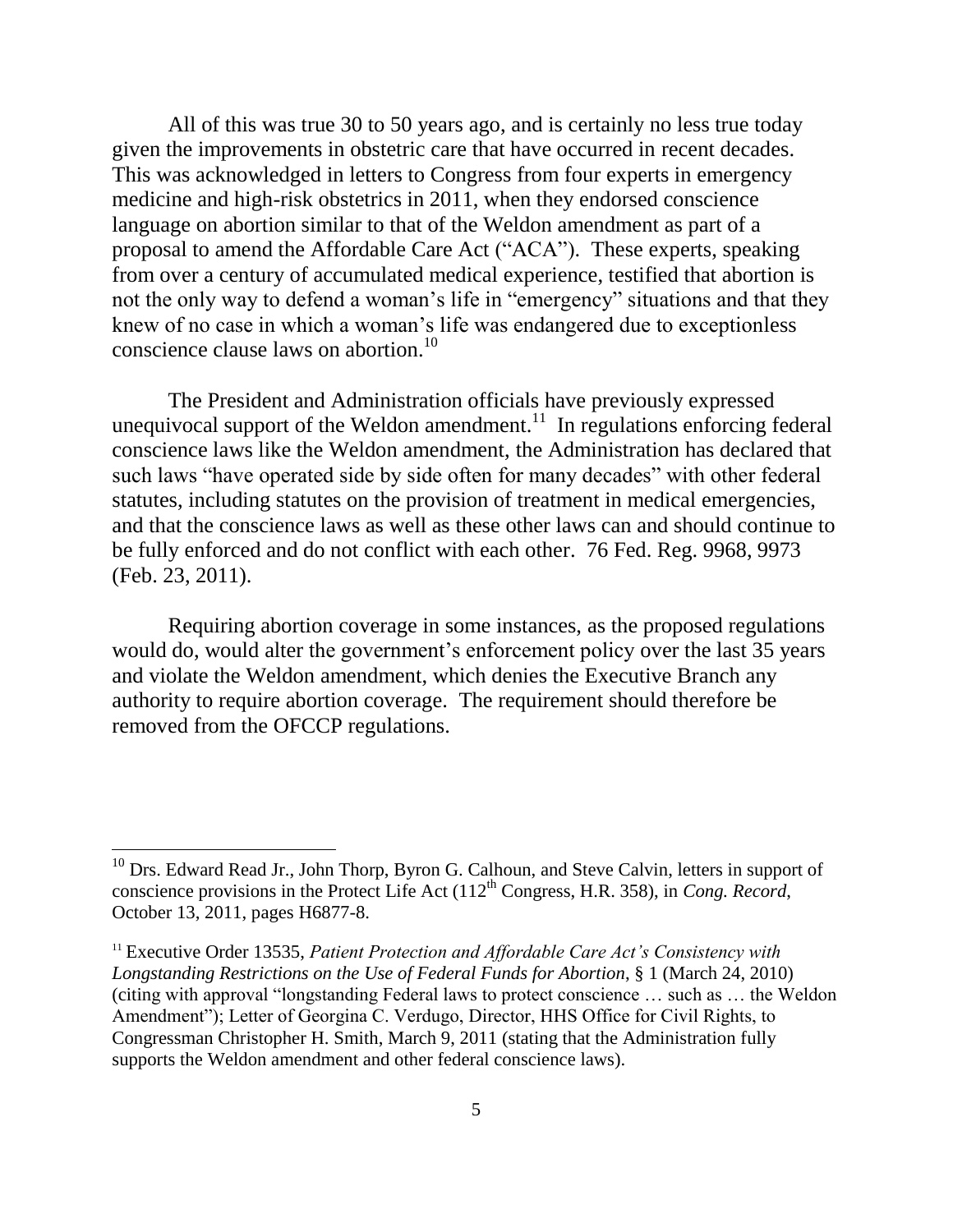All of this was true 30 to 50 years ago, and is certainly no less true today given the improvements in obstetric care that have occurred in recent decades. This was acknowledged in letters to Congress from four experts in emergency medicine and high-risk obstetrics in 2011, when they endorsed conscience language on abortion similar to that of the Weldon amendment as part of a proposal to amend the Affordable Care Act ("ACA"). These experts, speaking from over a century of accumulated medical experience, testified that abortion is not the only way to defend a woman's life in "emergency" situations and that they knew of no case in which a woman's life was endangered due to exceptionless conscience clause laws on abortion.[10]

The President and Administration officials have previously expressed unequivocal support of the Weldon amendment.[11] In regulations enforcing federal conscience laws like the Weldon amendment, the Administration has declared that such laws "have operated side by side often for many decades" with other federal statutes, including statutes on the provision of treatment in medical emergencies, and that the conscience laws as well as these other laws can and should continue to be fully enforced and do not conflict with each other. 76 Fed. Reg. 9968, 9973 (Feb. 23, 2011).

Requiring abortion coverage in some instances, as the proposed regulations would do, would alter the government's enforcement policy over the last 35 years and violate the Weldon amendment, which denies the Executive Branch any authority to require abortion coverage. The requirement should therefore be removed from the OFCCP regulations.

---

[10] Drs. Edward Read Jr., John Thorp, Byron G. Calhoun, and Steve Calvin, letters in support of conscience provisions in the Protect Life Act (112th Congress, H.R. 358), in *Cong. Record*, October 13, 2011, pages H6877-8.

[11] Executive Order 13535, *Patient Protection and Affordable Care Act's Consistency with Longstanding Restrictions on the Use of Federal Funds for Abortion*, § 1 (March 24, 2010) (citing with approval "longstanding Federal laws to protect conscience … such as … the Weldon Amendment"); Letter of Georgina C. Verdugo, Director, HHS Office for Civil Rights, to Congressman Christopher H. Smith, March 9, 2011 (stating that the Administration fully supports the Weldon amendment and other federal conscience laws).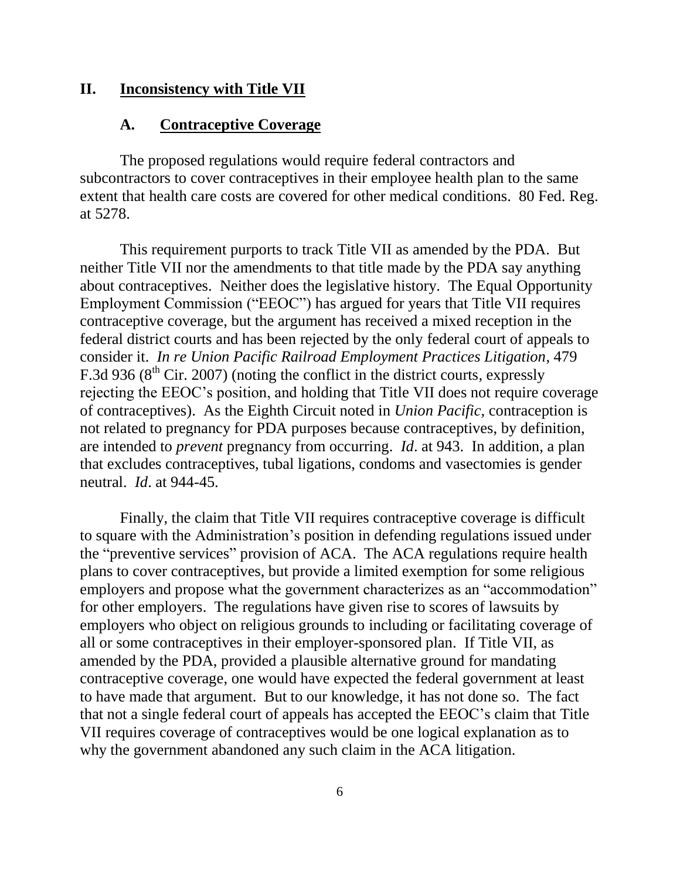## II. **Inconsistency with Title VII**

### A. **Contraceptive Coverage**

The proposed regulations would require federal contractors and subcontractors to cover contraceptives in their employee health plan to the same extent that health care costs are covered for other medical conditions. 80 Fed. Reg. at 5278.

This requirement purports to track Title VII as amended by the PDA. But neither Title VII nor the amendments to that title made by the PDA say anything about contraceptives. Neither does the legislative history. The Equal Opportunity Employment Commission ("EEOC") has argued for years that Title VII requires contraceptive coverage, but the argument has received a mixed reception in the federal district courts and has been rejected by the only federal court of appeals to consider it. *In re Union Pacific Railroad Employment Practices Litigation*, 479 F.3d 936 (8th Cir. 2007) (noting the conflict in the district courts, expressly rejecting the EEOC's position, and holding that Title VII does not require coverage of contraceptives). As the Eighth Circuit noted in *Union Pacific*, contraception is not related to pregnancy for PDA purposes because contraceptives, by definition, are intended to *prevent* pregnancy from occurring. *Id*. at 943. In addition, a plan that excludes contraceptives, tubal ligations, condoms and vasectomies is gender neutral. *Id*. at 944-45.

Finally, the claim that Title VII requires contraceptive coverage is difficult to square with the Administration's position in defending regulations issued under the "preventive services" provision of ACA. The ACA regulations require health plans to cover contraceptives, but provide a limited exemption for some religious employers and propose what the government characterizes as an "accommodation" for other employers. The regulations have given rise to scores of lawsuits by employers who object on religious grounds to including or facilitating coverage of all or some contraceptives in their employer-sponsored plan. If Title VII, as amended by the PDA, provided a plausible alternative ground for mandating contraceptive coverage, one would have expected the federal government at least to have made that argument. But to our knowledge, it has not done so. The fact that not a single federal court of appeals has accepted the EEOC's claim that Title VII requires coverage of contraceptives would be one logical explanation as to why the government abandoned any such claim in the ACA litigation.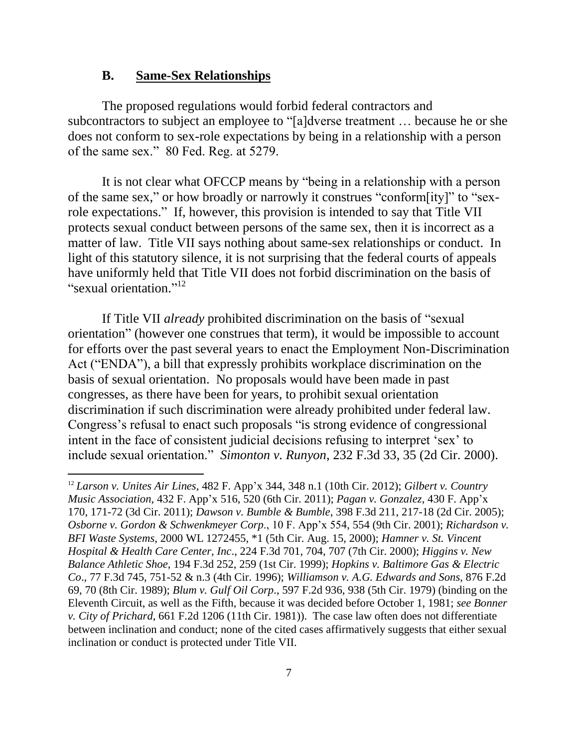### B. Same-Sex Relationships

The proposed regulations would forbid federal contractors and subcontractors to subject an employee to "[a]dverse treatment … because he or she does not conform to sex-role expectations by being in a relationship with a person of the same sex." 80 Fed. Reg. at 5279.

It is not clear what OFCCP means by "being in a relationship with a person of the same sex," or how broadly or narrowly it construes "conform[ity]" to "sex-role expectations." If, however, this provision is intended to say that Title VII protects sexual conduct between persons of the same sex, then it is incorrect as a matter of law. Title VII says nothing about same-sex relationships or conduct. In light of this statutory silence, it is not surprising that the federal courts of appeals have uniformly held that Title VII does not forbid discrimination on the basis of "sexual orientation."[12]

If Title VII *already* prohibited discrimination on the basis of "sexual orientation" (however one construes that term), it would be impossible to account for efforts over the past several years to enact the Employment Non-Discrimination Act ("ENDA"), a bill that expressly prohibits workplace discrimination on the basis of sexual orientation. No proposals would have been made in past congresses, as there have been for years, to prohibit sexual orientation discrimination if such discrimination were already prohibited under federal law. Congress's refusal to enact such proposals "is strong evidence of congressional intent in the face of consistent judicial decisions refusing to interpret 'sex' to include sexual orientation." *Simonton v. Runyon*, 232 F.3d 33, 35 (2d Cir. 2000).

---

[12] *Larson v. Unites Air Lines*, 482 F. App'x 344, 348 n.1 (10th Cir. 2012); *Gilbert v. Country Music Association*, 432 F. App'x 516, 520 (6th Cir. 2011); *Pagan v. Gonzalez*, 430 F. App'x 170, 171-72 (3d Cir. 2011); *Dawson v. Bumble & Bumble*, 398 F.3d 211, 217-18 (2d Cir. 2005); *Osborne v. Gordon & Schwenkmeyer Corp*., 10 F. App'x 554, 554 (9th Cir. 2001); *Richardson v. BFI Waste Systems*, 2000 WL 1272455, *1 (5th Cir. Aug. 15, 2000); *Hamner v. St. Vincent Hospital & Health Care Center, Inc*., 224 F.3d 701, 704, 707 (7th Cir. 2000); *Higgins v. New Balance Athletic Shoe*, 194 F.3d 252, 259 (1st Cir. 1999); *Hopkins v. Baltimore Gas & Electric Co*., 77 F.3d 745, 751-52 & n.3 (4th Cir. 1996); *Williamson v. A.G. Edwards and Sons*, 876 F.2d 69, 70 (8th Cir. 1989); *Blum v. Gulf Oil Corp*., 597 F.2d 936, 938 (5th Cir. 1979) (binding on the Eleventh Circuit, as well as the Fifth, because it was decided before October 1, 1981; *see Bonner v. City of Prichard*, 661 F.2d 1206 (11th Cir. 1981)). The case law often does not differentiate between inclination and conduct; none of the cited cases affirmatively suggests that either sexual inclination or conduct is protected under Title VII.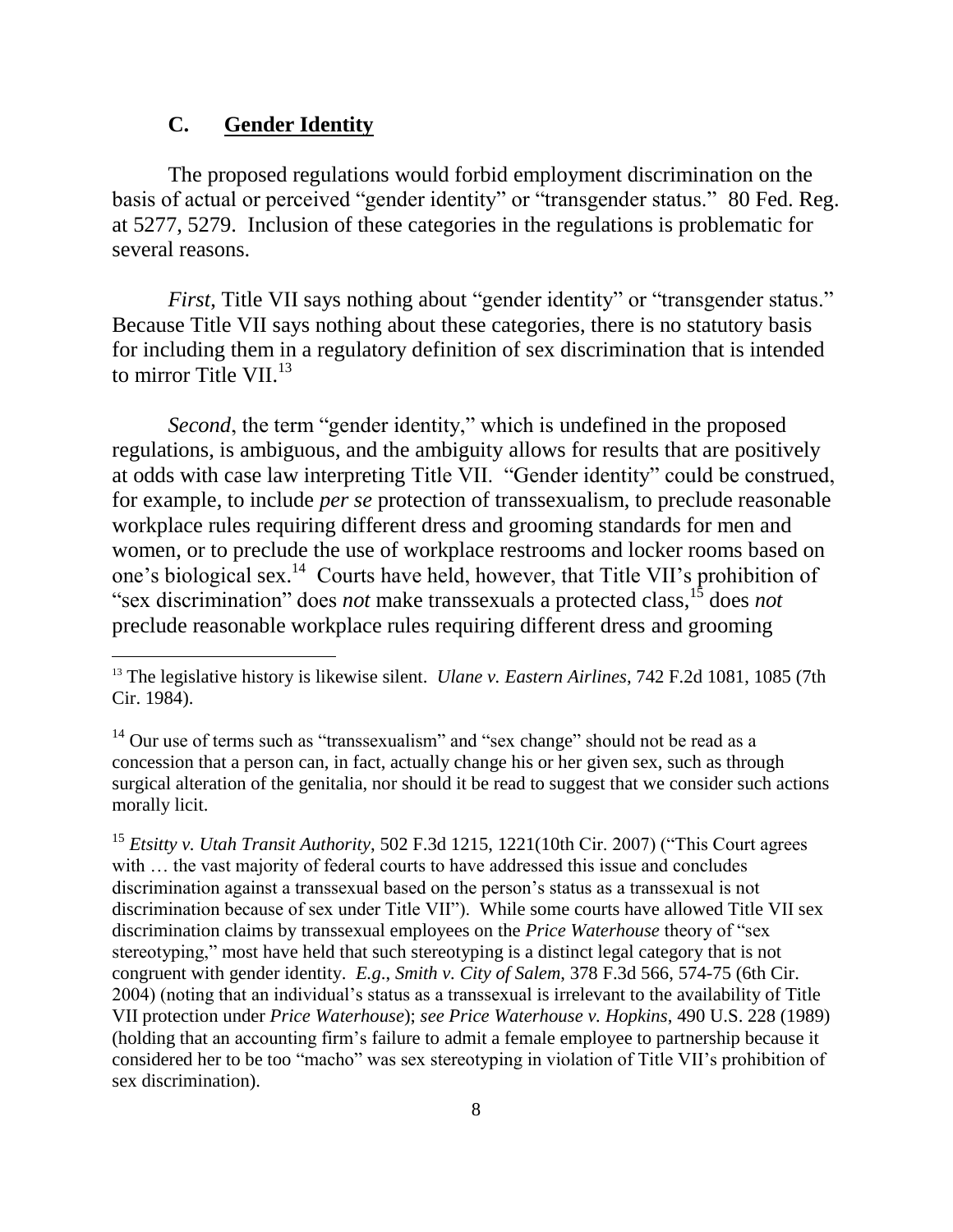### C. Gender Identity

The proposed regulations would forbid employment discrimination on the basis of actual or perceived "gender identity" or "transgender status." 80 Fed. Reg. at 5277, 5279. Inclusion of these categories in the regulations is problematic for several reasons.

*First*, Title VII says nothing about "gender identity" or "transgender status." Because Title VII says nothing about these categories, there is no statutory basis for including them in a regulatory definition of sex discrimination that is intended to mirror Title VII.[13]

*Second*, the term "gender identity," which is undefined in the proposed regulations, is ambiguous, and the ambiguity allows for results that are positively at odds with case law interpreting Title VII. "Gender identity" could be construed, for example, to include *per se* protection of transsexualism, to preclude reasonable workplace rules requiring different dress and grooming standards for men and women, or to preclude the use of workplace restrooms and locker rooms based on one's biological sex.[14] Courts have held, however, that Title VII's prohibition of "sex discrimination" does *not* make transsexuals a protected class,[15] does *not* preclude reasonable workplace rules requiring different dress and grooming

---

[13] The legislative history is likewise silent. *Ulane v. Eastern Airlines*, 742 F.2d 1081, 1085 (7th Cir. 1984).

[14] Our use of terms such as "transsexualism" and "sex change" should not be read as a concession that a person can, in fact, actually change his or her given sex, such as through surgical alteration of the genitalia, nor should it be read to suggest that we consider such actions morally licit.

[15] *Etsitty v. Utah Transit Authority*, 502 F.3d 1215, 1221(10th Cir. 2007) ("This Court agrees with … the vast majority of federal courts to have addressed this issue and concludes discrimination against a transsexual based on the person's status as a transsexual is not discrimination because of sex under Title VII"). While some courts have allowed Title VII sex discrimination claims by transsexual employees on the *Price Waterhouse* theory of "sex stereotyping," most have held that such stereotyping is a distinct legal category that is not congruent with gender identity. *E.g*., *Smith v. City of Salem*, 378 F.3d 566, 574-75 (6th Cir. 2004) (noting that an individual's status as a transsexual is irrelevant to the availability of Title VII protection under *Price Waterhouse*); *see Price Waterhouse v. Hopkins*, 490 U.S. 228 (1989) (holding that an accounting firm's failure to admit a female employee to partnership because it considered her to be too "macho" was sex stereotyping in violation of Title VII's prohibition of sex discrimination).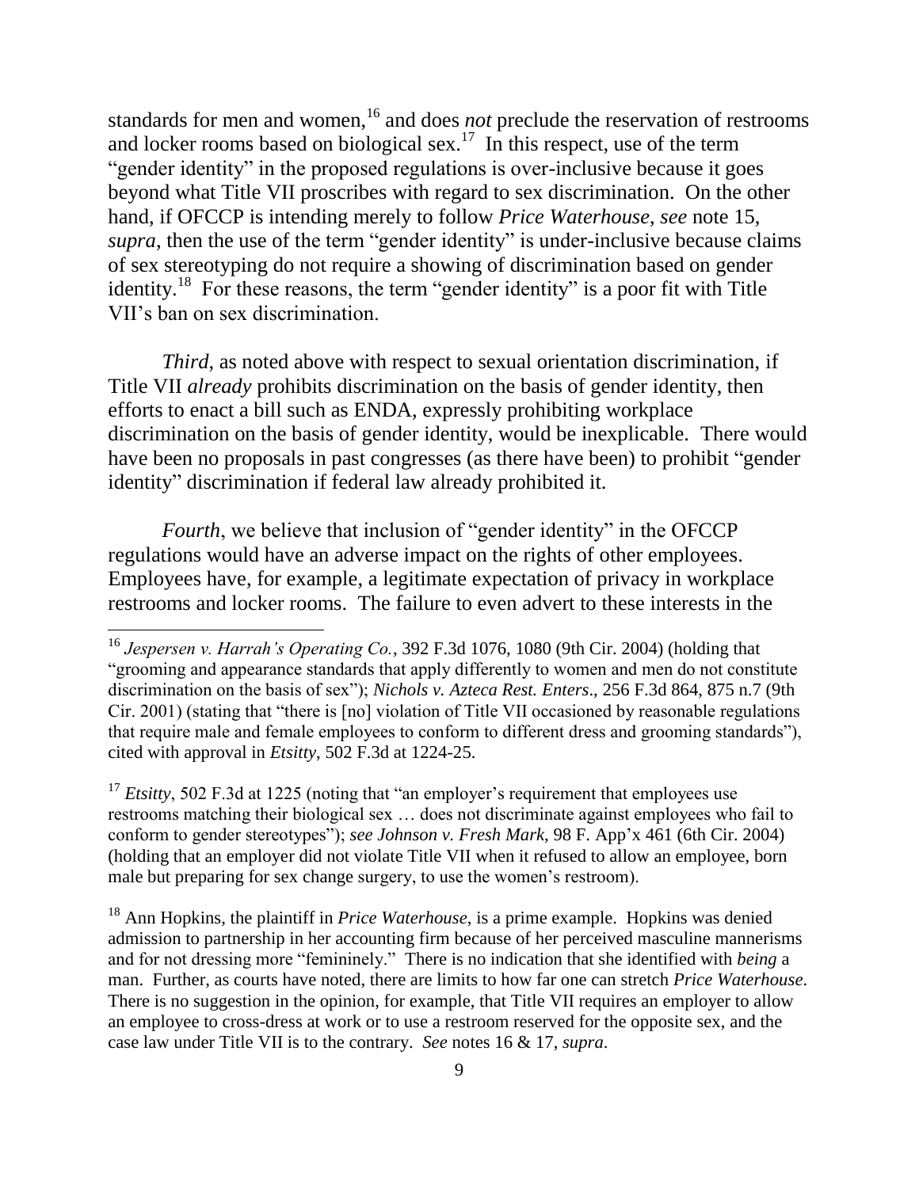standards for men and women,[16] and does *not* preclude the reservation of restrooms and locker rooms based on biological sex.[17] In this respect, use of the term "gender identity" in the proposed regulations is over-inclusive because it goes beyond what Title VII proscribes with regard to sex discrimination. On the other hand, if OFCCP is intending merely to follow *Price Waterhouse*, *see* note 15, *supra*, then the use of the term "gender identity" is under-inclusive because claims of sex stereotyping do not require a showing of discrimination based on gender identity.[18] For these reasons, the term "gender identity" is a poor fit with Title VII's ban on sex discrimination.

*Third*, as noted above with respect to sexual orientation discrimination, if Title VII *already* prohibits discrimination on the basis of gender identity, then efforts to enact a bill such as ENDA, expressly prohibiting workplace discrimination on the basis of gender identity, would be inexplicable. There would have been no proposals in past congresses (as there have been) to prohibit "gender identity" discrimination if federal law already prohibited it.

*Fourth*, we believe that inclusion of "gender identity" in the OFCCP regulations would have an adverse impact on the rights of other employees. Employees have, for example, a legitimate expectation of privacy in workplace restrooms and locker rooms. The failure to even advert to these interests in the

---

[16] *Jespersen v. Harrah's Operating Co.*, 392 F.3d 1076, 1080 (9th Cir. 2004) (holding that "grooming and appearance standards that apply differently to women and men do not constitute discrimination on the basis of sex"); *Nichols v. Azteca Rest. Enters*., 256 F.3d 864, 875 n.7 (9th Cir. 2001) (stating that "there is [no] violation of Title VII occasioned by reasonable regulations that require male and female employees to conform to different dress and grooming standards"), cited with approval in *Etsitty*, 502 F.3d at 1224-25.

[17] *Etsitty*, 502 F.3d at 1225 (noting that "an employer's requirement that employees use restrooms matching their biological sex … does not discriminate against employees who fail to conform to gender stereotypes"); *see Johnson v. Fresh Mark*, 98 F. App'x 461 (6th Cir. 2004) (holding that an employer did not violate Title VII when it refused to allow an employee, born male but preparing for sex change surgery, to use the women's restroom).

[18] Ann Hopkins, the plaintiff in *Price Waterhouse*, is a prime example. Hopkins was denied admission to partnership in her accounting firm because of her perceived masculine mannerisms and for not dressing more "femininely." There is no indication that she identified with *being* a man. Further, as courts have noted, there are limits to how far one can stretch *Price Waterhouse*. There is no suggestion in the opinion, for example, that Title VII requires an employer to allow an employee to cross-dress at work or to use a restroom reserved for the opposite sex, and the case law under Title VII is to the contrary. *See* notes 16 & 17, *supra*.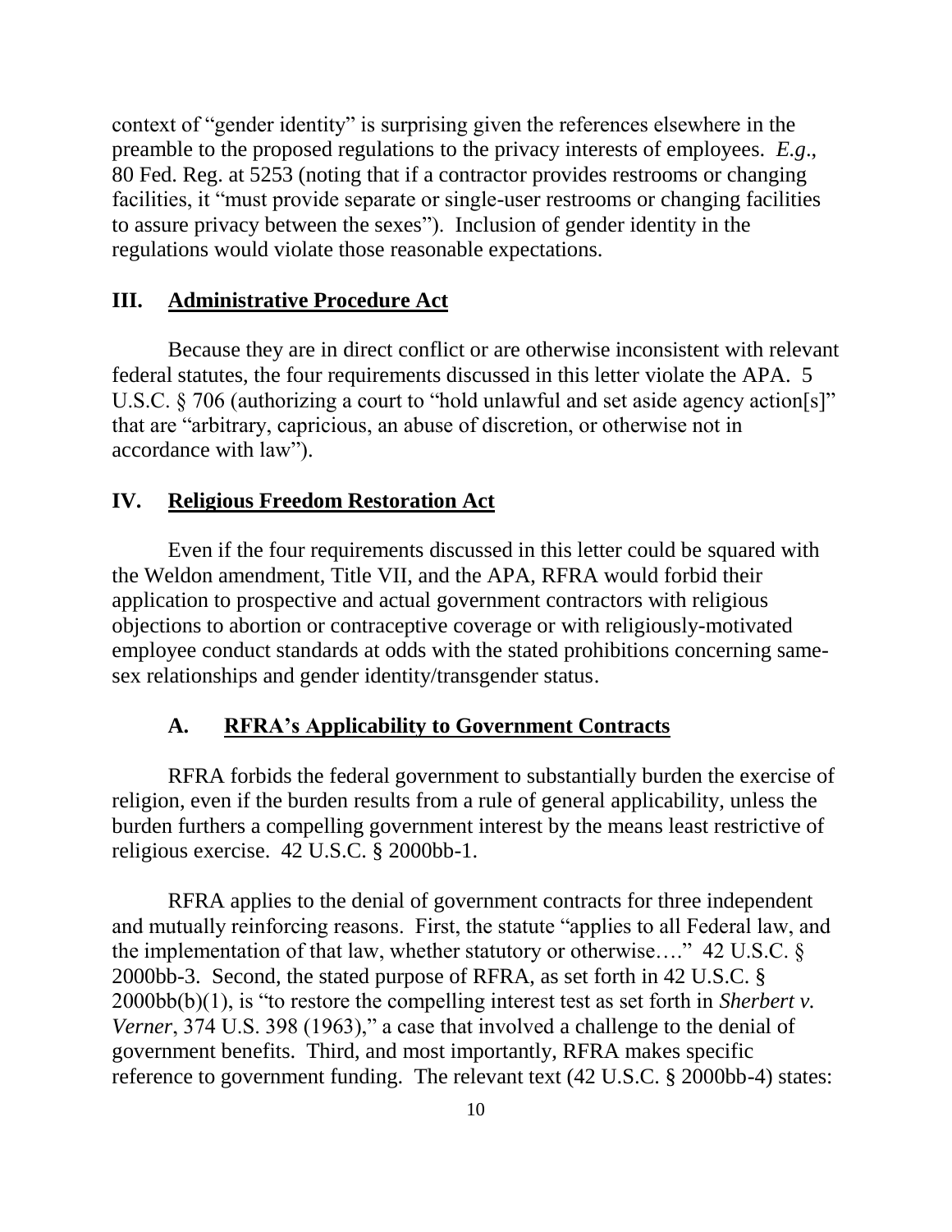context of "gender identity" is surprising given the references elsewhere in the preamble to the proposed regulations to the privacy interests of employees. *E.g*., 80 Fed. Reg. at 5253 (noting that if a contractor provides restrooms or changing facilities, it "must provide separate or single-user restrooms or changing facilities to assure privacy between the sexes"). Inclusion of gender identity in the regulations would violate those reasonable expectations.

## III. Administrative Procedure Act

Because they are in direct conflict or are otherwise inconsistent with relevant federal statutes, the four requirements discussed in this letter violate the APA. 5 U.S.C. § 706 (authorizing a court to "hold unlawful and set aside agency action[s]" that are "arbitrary, capricious, an abuse of discretion, or otherwise not in accordance with law").

## IV. Religious Freedom Restoration Act

Even if the four requirements discussed in this letter could be squared with the Weldon amendment, Title VII, and the APA, RFRA would forbid their application to prospective and actual government contractors with religious objections to abortion or contraceptive coverage or with religiously-motivated employee conduct standards at odds with the stated prohibitions concerning same-sex relationships and gender identity/transgender status.

### A. RFRA's Applicability to Government Contracts

RFRA forbids the federal government to substantially burden the exercise of religion, even if the burden results from a rule of general applicability, unless the burden furthers a compelling government interest by the means least restrictive of religious exercise. 42 U.S.C. § 2000bb-1.

RFRA applies to the denial of government contracts for three independent and mutually reinforcing reasons. First, the statute "applies to all Federal law, and the implementation of that law, whether statutory or otherwise…." 42 U.S.C. § 2000bb-3. Second, the stated purpose of RFRA, as set forth in 42 U.S.C. § 2000bb(b)(1), is "to restore the compelling interest test as set forth in *Sherbert v. Verner*, 374 U.S. 398 (1963)," a case that involved a challenge to the denial of government benefits. Third, and most importantly, RFRA makes specific reference to government funding. The relevant text (42 U.S.C. § 2000bb-4) states: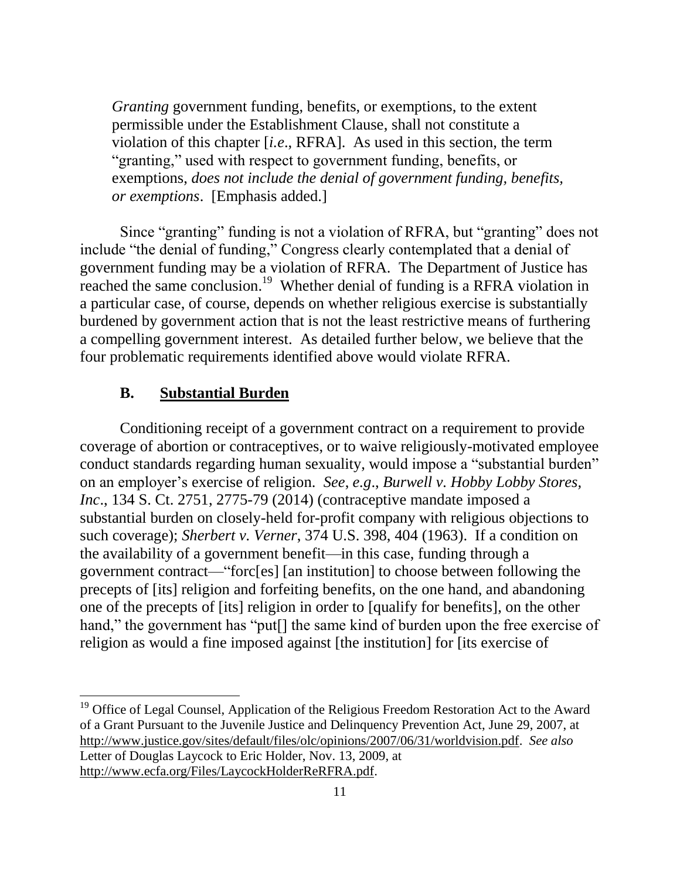> *Granting* government funding, benefits, or exemptions, to the extent permissible under the Establishment Clause, shall not constitute a violation of this chapter [*i.e*., RFRA]. As used in this section, the term "granting," used with respect to government funding, benefits, or exemptions, *does not include the denial of government funding, benefits, or exemptions*. [Emphasis added.]

Since "granting" funding is not a violation of RFRA, but "granting" does not include "the denial of funding," Congress clearly contemplated that a denial of government funding may be a violation of RFRA. The Department of Justice has reached the same conclusion.[19] Whether denial of funding is a RFRA violation in a particular case, of course, depends on whether religious exercise is substantially burdened by government action that is not the least restrictive means of furthering a compelling government interest. As detailed further below, we believe that the four problematic requirements identified above would violate RFRA.

### B. <u>Substantial Burden</u>

Conditioning receipt of a government contract on a requirement to provide coverage of abortion or contraceptives, or to waive religiously-motivated employee conduct standards regarding human sexuality, would impose a "substantial burden" on an employer's exercise of religion. *See*, *e.g*., *Burwell v. Hobby Lobby Stores, Inc*., 134 S. Ct. 2751, 2775-79 (2014) (contraceptive mandate imposed a substantial burden on closely-held for-profit company with religious objections to such coverage); *Sherbert v. Verner*, 374 U.S. 398, 404 (1963). If a condition on the availability of a government benefit—in this case, funding through a government contract—"forc[es] [an institution] to choose between following the precepts of [its] religion and forfeiting benefits, on the one hand, and abandoning one of the precepts of [its] religion in order to [qualify for benefits], on the other hand," the government has "put[] the same kind of burden upon the free exercise of religion as would a fine imposed against [the institution] for [its exercise of

---

[19] Office of Legal Counsel, Application of the Religious Freedom Restoration Act to the Award of a Grant Pursuant to the Juvenile Justice and Delinquency Prevention Act, June 29, 2007, at http://www.justice.gov/sites/default/files/olc/opinions/2007/06/31/worldvision.pdf. *See also* Letter of Douglas Laycock to Eric Holder, Nov. 13, 2009, at http://www.ecfa.org/Files/LaycockHolderReRFRA.pdf.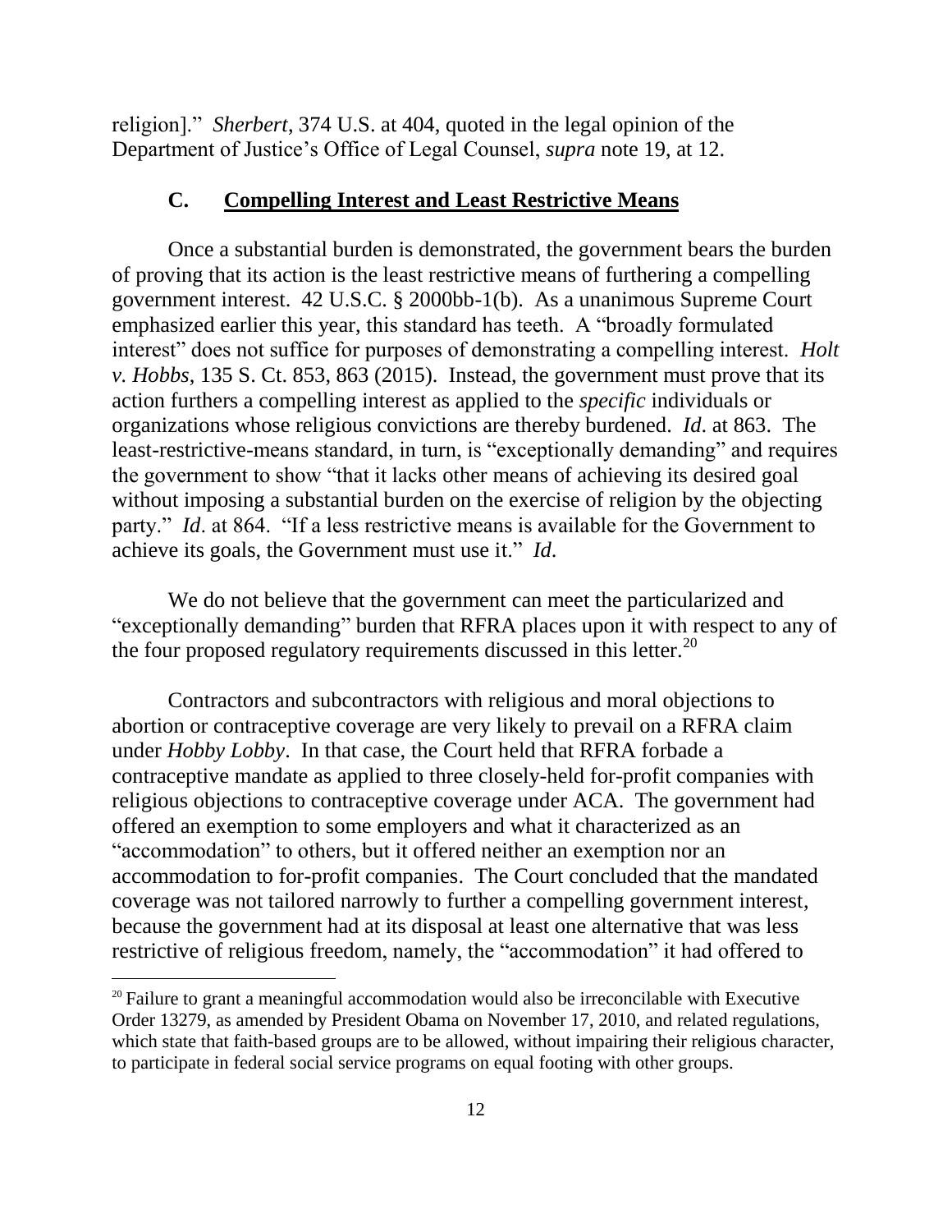religion]." *Sherbert*, 374 U.S. at 404, quoted in the legal opinion of the Department of Justice's Office of Legal Counsel, *supra* note 19, at 12.

### C. Compelling Interest and Least Restrictive Means

Once a substantial burden is demonstrated, the government bears the burden of proving that its action is the least restrictive means of furthering a compelling government interest. 42 U.S.C. § 2000bb-1(b). As a unanimous Supreme Court emphasized earlier this year, this standard has teeth. A "broadly formulated interest" does not suffice for purposes of demonstrating a compelling interest. *Holt v. Hobbs*, 135 S. Ct. 853, 863 (2015). Instead, the government must prove that its action furthers a compelling interest as applied to the *specific* individuals or organizations whose religious convictions are thereby burdened. *Id*. at 863. The least-restrictive-means standard, in turn, is "exceptionally demanding" and requires the government to show "that it lacks other means of achieving its desired goal without imposing a substantial burden on the exercise of religion by the objecting party." *Id*. at 864. "If a less restrictive means is available for the Government to achieve its goals, the Government must use it." *Id*.

We do not believe that the government can meet the particularized and "exceptionally demanding" burden that RFRA places upon it with respect to any of the four proposed regulatory requirements discussed in this letter.[20]

Contractors and subcontractors with religious and moral objections to abortion or contraceptive coverage are very likely to prevail on a RFRA claim under *Hobby Lobby*. In that case, the Court held that RFRA forbade a contraceptive mandate as applied to three closely-held for-profit companies with religious objections to contraceptive coverage under ACA. The government had offered an exemption to some employers and what it characterized as an "accommodation" to others, but it offered neither an exemption nor an accommodation to for-profit companies. The Court concluded that the mandated coverage was not tailored narrowly to further a compelling government interest, because the government had at its disposal at least one alternative that was less restrictive of religious freedom, namely, the "accommodation" it had offered to

[20] Failure to grant a meaningful accommodation would also be irreconcilable with Executive Order 13279, as amended by President Obama on November 17, 2010, and related regulations, which state that faith-based groups are to be allowed, without impairing their religious character, to participate in federal social service programs on equal footing with other groups.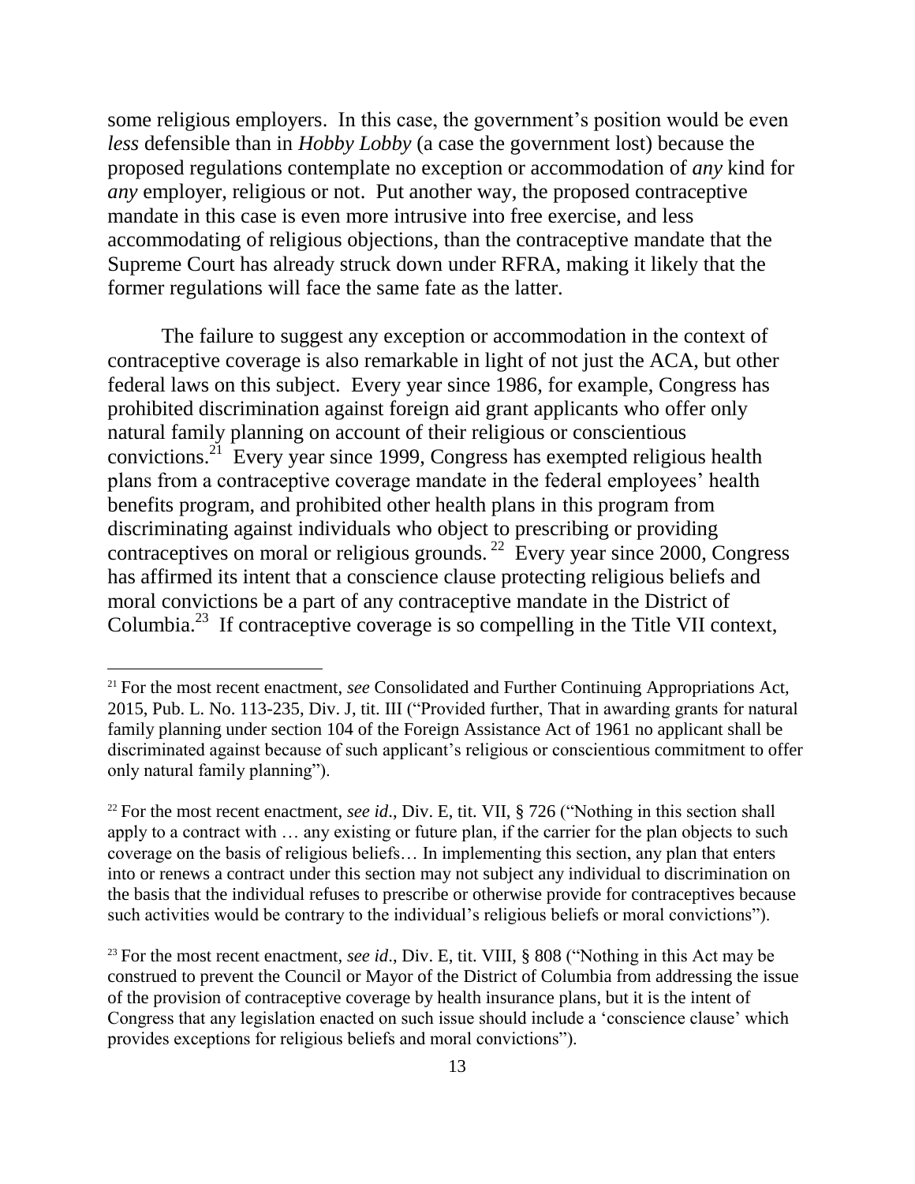some religious employers. In this case, the government's position would be even *less* defensible than in *Hobby Lobby* (a case the government lost) because the proposed regulations contemplate no exception or accommodation of *any* kind for *any* employer, religious or not. Put another way, the proposed contraceptive mandate in this case is even more intrusive into free exercise, and less accommodating of religious objections, than the contraceptive mandate that the Supreme Court has already struck down under RFRA, making it likely that the former regulations will face the same fate as the latter.

The failure to suggest any exception or accommodation in the context of contraceptive coverage is also remarkable in light of not just the ACA, but other federal laws on this subject. Every year since 1986, for example, Congress has prohibited discrimination against foreign aid grant applicants who offer only natural family planning on account of their religious or conscientious convictions.[21] Every year since 1999, Congress has exempted religious health plans from a contraceptive coverage mandate in the federal employees' health benefits program, and prohibited other health plans in this program from discriminating against individuals who object to prescribing or providing contraceptives on moral or religious grounds.[22] Every year since 2000, Congress has affirmed its intent that a conscience clause protecting religious beliefs and moral convictions be a part of any contraceptive mandate in the District of Columbia.[23] If contraceptive coverage is so compelling in the Title VII context,

---

[21] For the most recent enactment, *see* Consolidated and Further Continuing Appropriations Act, 2015, Pub. L. No. 113-235, Div. J, tit. III ("Provided further, That in awarding grants for natural family planning under section 104 of the Foreign Assistance Act of 1961 no applicant shall be discriminated against because of such applicant's religious or conscientious commitment to offer only natural family planning").

[22] For the most recent enactment, *see id*., Div. E, tit. VII, § 726 ("Nothing in this section shall apply to a contract with … any existing or future plan, if the carrier for the plan objects to such coverage on the basis of religious beliefs… In implementing this section, any plan that enters into or renews a contract under this section may not subject any individual to discrimination on the basis that the individual refuses to prescribe or otherwise provide for contraceptives because such activities would be contrary to the individual's religious beliefs or moral convictions").

[23] For the most recent enactment, *see id*., Div. E, tit. VIII, § 808 ("Nothing in this Act may be construed to prevent the Council or Mayor of the District of Columbia from addressing the issue of the provision of contraceptive coverage by health insurance plans, but it is the intent of Congress that any legislation enacted on such issue should include a 'conscience clause' which provides exceptions for religious beliefs and moral convictions").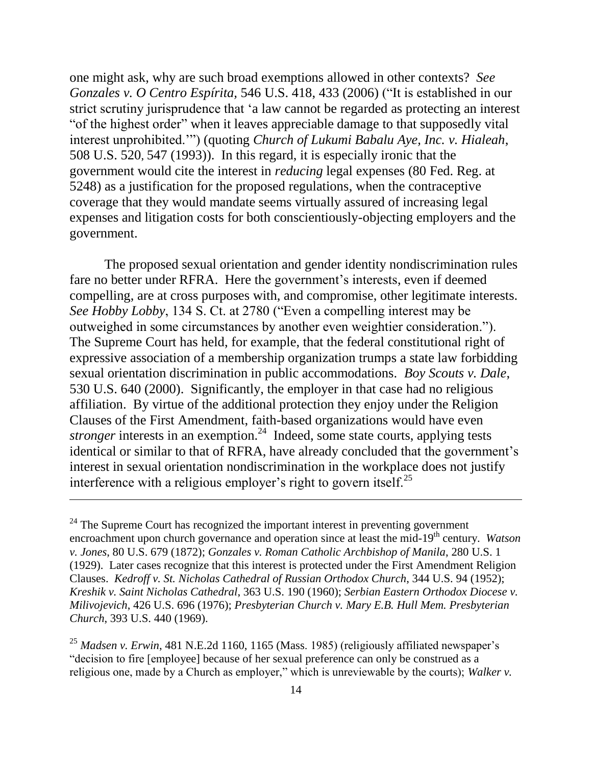one might ask, why are such broad exemptions allowed in other contexts? *See Gonzales v. O Centro Espírita,* 546 U.S. 418, 433 (2006) ("It is established in our strict scrutiny jurisprudence that 'a law cannot be regarded as protecting an interest "of the highest order" when it leaves appreciable damage to that supposedly vital interest unprohibited.'") (quoting *Church of Lukumi Babalu Aye, Inc. v. Hialeah*, 508 U.S. 520, 547 (1993)). In this regard, it is especially ironic that the government would cite the interest in *reducing* legal expenses (80 Fed. Reg. at 5248) as a justification for the proposed regulations, when the contraceptive coverage that they would mandate seems virtually assured of increasing legal expenses and litigation costs for both conscientiously-objecting employers and the government.

The proposed sexual orientation and gender identity nondiscrimination rules fare no better under RFRA. Here the government's interests, even if deemed compelling, are at cross purposes with, and compromise, other legitimate interests. *See Hobby Lobby*, 134 S. Ct. at 2780 ("Even a compelling interest may be outweighed in some circumstances by another even weightier consideration."). The Supreme Court has held, for example, that the federal constitutional right of expressive association of a membership organization trumps a state law forbidding sexual orientation discrimination in public accommodations. *Boy Scouts v. Dale*, 530 U.S. 640 (2000). Significantly, the employer in that case had no religious affiliation. By virtue of the additional protection they enjoy under the Religion Clauses of the First Amendment, faith-based organizations would have even *stronger* interests in an exemption.[24] Indeed, some state courts, applying tests identical or similar to that of RFRA, have already concluded that the government's interest in sexual orientation nondiscrimination in the workplace does not justify interference with a religious employer's right to govern itself.[25]

---

[24] The Supreme Court has recognized the important interest in preventing government encroachment upon church governance and operation since at least the mid-19th century. *Watson v. Jones*, 80 U.S. 679 (1872); *Gonzales v. Roman Catholic Archbishop of Manila*, 280 U.S. 1 (1929). Later cases recognize that this interest is protected under the First Amendment Religion Clauses. *Kedroff v. St. Nicholas Cathedral of Russian Orthodox Church*, 344 U.S. 94 (1952); *Kreshik v. Saint Nicholas Cathedral*, 363 U.S. 190 (1960); *Serbian Eastern Orthodox Diocese v. Milivojevich*, 426 U.S. 696 (1976); *Presbyterian Church v. Mary E.B. Hull Mem. Presbyterian Church*, 393 U.S. 440 (1969).

[25] *Madsen v. Erwin*, 481 N.E.2d 1160, 1165 (Mass. 1985) (religiously affiliated newspaper's "decision to fire [employee] because of her sexual preference can only be construed as a religious one, made by a Church as employer," which is unreviewable by the courts); *Walker v.*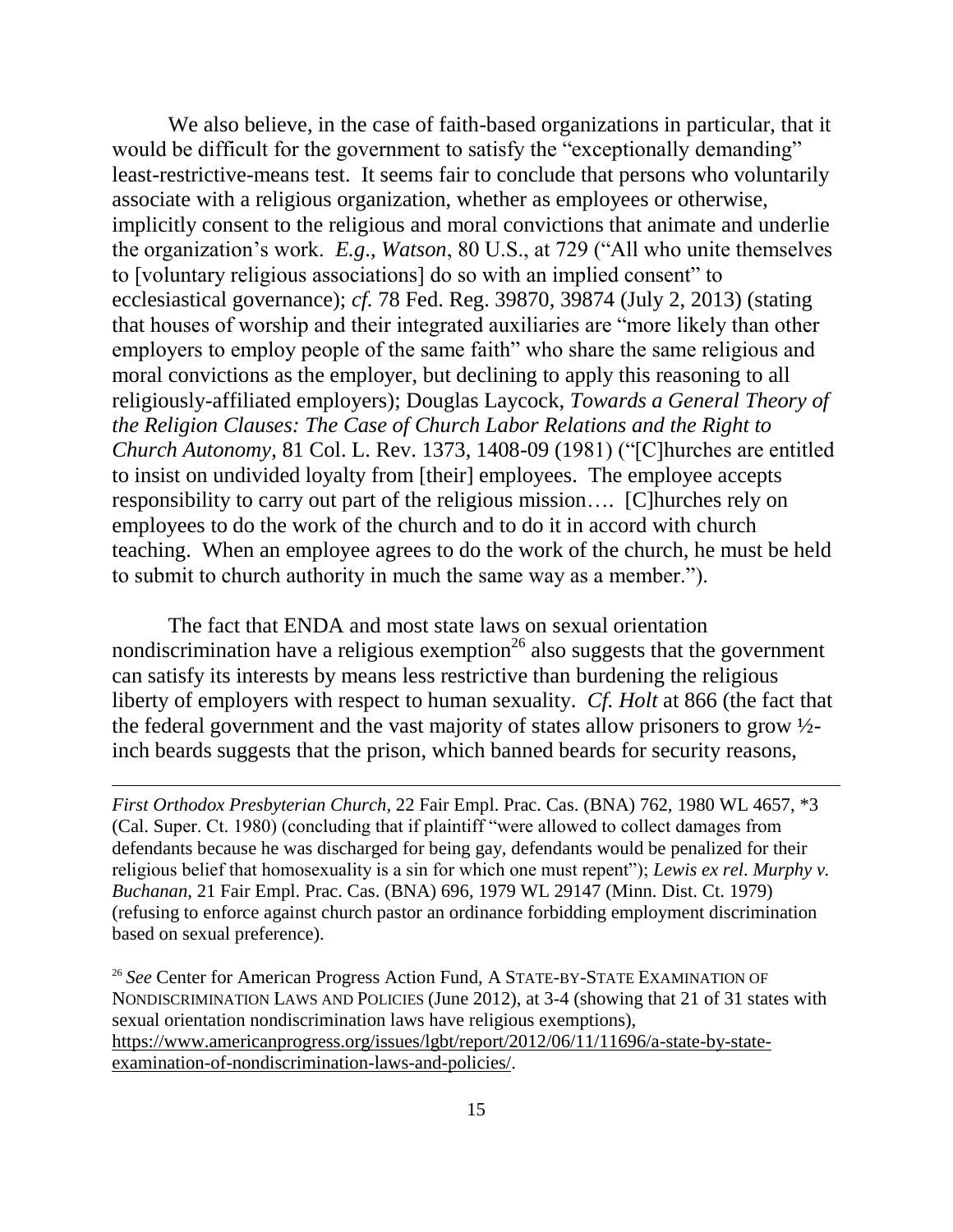We also believe, in the case of faith-based organizations in particular, that it would be difficult for the government to satisfy the "exceptionally demanding" least-restrictive-means test. It seems fair to conclude that persons who voluntarily associate with a religious organization, whether as employees or otherwise, implicitly consent to the religious and moral convictions that animate and underlie the organization's work. *E.g.*, *Watson*, 80 U.S., at 729 ("All who unite themselves to [voluntary religious associations] do so with an implied consent" to ecclesiastical governance); *cf.* 78 Fed. Reg. 39870, 39874 (July 2, 2013) (stating that houses of worship and their integrated auxiliaries are "more likely than other employers to employ people of the same faith" who share the same religious and moral convictions as the employer, but declining to apply this reasoning to all religiously-affiliated employers); Douglas Laycock, *Towards a General Theory of the Religion Clauses: The Case of Church Labor Relations and the Right to Church Autonomy*, 81 Col. L. Rev. 1373, 1408-09 (1981) ("[C]hurches are entitled to insist on undivided loyalty from [their] employees. The employee accepts responsibility to carry out part of the religious mission…. [C]hurches rely on employees to do the work of the church and to do it in accord with church teaching. When an employee agrees to do the work of the church, he must be held to submit to church authority in much the same way as a member.").

The fact that ENDA and most state laws on sexual orientation nondiscrimination have a religious exemption[26] also suggests that the government can satisfy its interests by means less restrictive than burdening the religious liberty of employers with respect to human sexuality. *Cf. Holt* at 866 (the fact that the federal government and the vast majority of states allow prisoners to grow ½-inch beards suggests that the prison, which banned beards for security reasons,

---

*First Orthodox Presbyterian Church*, 22 Fair Empl. Prac. Cas. (BNA) 762, 1980 WL 4657, *3 (Cal. Super. Ct. 1980) (concluding that if plaintiff "were allowed to collect damages from defendants because he was discharged for being gay, defendants would be penalized for their religious belief that homosexuality is a sin for which one must repent"); *Lewis ex rel. Murphy v. Buchanan*, 21 Fair Empl. Prac. Cas. (BNA) 696, 1979 WL 29147 (Minn. Dist. Ct. 1979) (refusing to enforce against church pastor an ordinance forbidding employment discrimination based on sexual preference).

[26] *See* Center for American Progress Action Fund, A STATE-BY-STATE EXAMINATION OF NONDISCRIMINATION LAWS AND POLICIES (June 2012), at 3-4 (showing that 21 of 31 states with sexual orientation nondiscrimination laws have religious exemptions), https://www.americanprogress.org/issues/lgbt/report/2012/06/11/11696/a-state-by-state-examination-of-nondiscrimination-laws-and-policies/.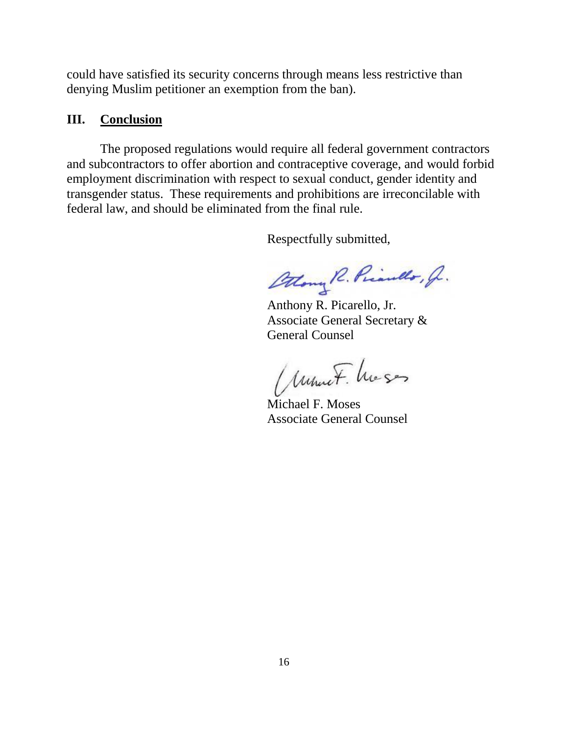could have satisfied its security concerns through means less restrictive than denying Muslim petitioner an exemption from the ban).

## III. <u>Conclusion</u>

The proposed regulations would require all federal government contractors and subcontractors to offer abortion and contraceptive coverage, and would forbid employment discrimination with respect to sexual conduct, gender identity and transgender status. These requirements and prohibitions are irreconcilable with federal law, and should be eliminated from the final rule.

Respectfully submitted,

Anthony R. Picarello, Jr.
Associate General Secretary &
General Counsel

Michael F. Moses
Associate General Counsel